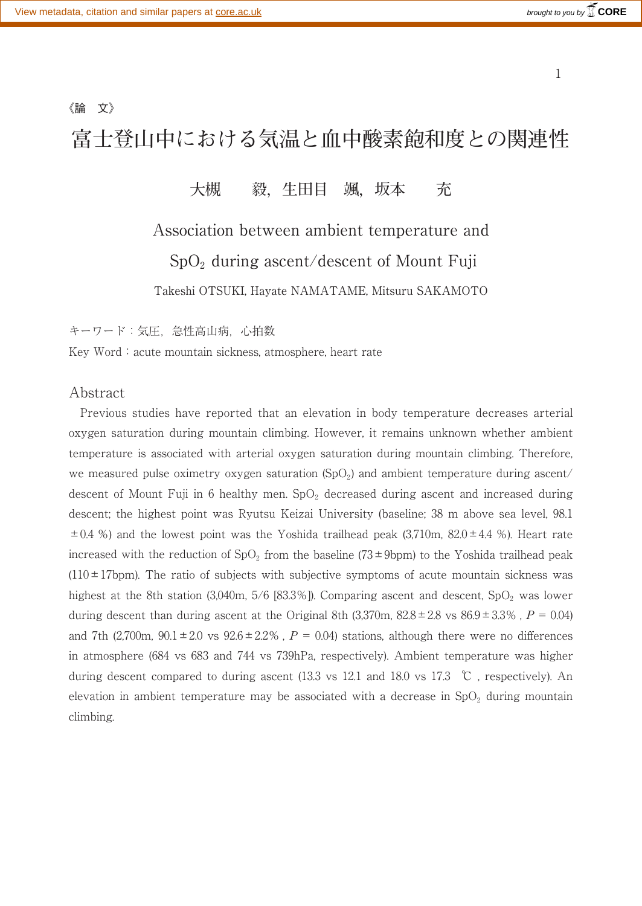《論　文》

# 富士登山中における気温と血中酸素飽和度との関連性

大槻　　毅，生田目　颯，坂本　　充

## Association between ambient temperature and $SpO_2$ during ascent/descent of Mount Fuji

Takeshi OTSUKI, Hayate NAMATAME, Mitsuru SAKAMOTO

キーワード：気圧，急性高山病，心拍数

Key Word：acute mountain sickness, atmosphere, heart rate

## Abstract

Previous studies have reported that an elevation in body temperature decreases arterial oxygen saturation during mountain climbing. However, it remains unknown whether ambient temperature is associated with arterial oxygen saturation during mountain climbing. Therefore, we measured pulse oximetry oxygen saturation ($SpO_2$) and ambient temperature during ascent/descent of Mount Fuji in 6 healthy men. $SpO_2$ decreased during ascent and increased during descent; the highest point was Ryutsu Keizai University (baseline; 38 m above sea level, 98.1 ± 0.4 %) and the lowest point was the Yoshida trailhead peak (3,710m, 82.0 ± 4.4 %). Heart rate increased with the reduction of $SpO_2$ from the baseline (73 ± 9bpm) to the Yoshida trailhead peak (110 ± 17bpm). The ratio of subjects with subjective symptoms of acute mountain sickness was highest at the 8th station (3,040m, 5/6 [83.3%]). Comparing ascent and descent, $SpO_2$ was lower during descent than during ascent at the Original 8th (3,370m, 82.8 ± 2.8 vs 86.9 ± 3.3% , $P$ = 0.04) and 7th (2,700m, 90.1 ± 2.0 vs 92.6 ± 2.2% , $P$ = 0.04) stations, although there were no differences in atmosphere (684 vs 683 and 744 vs 739hPa, respectively). Ambient temperature was higher during descent compared to during ascent (13.3 vs 12.1 and 18.0 vs 17.3 ℃ , respectively). An elevation in ambient temperature may be associated with a decrease in $SpO_2$ during mountain climbing.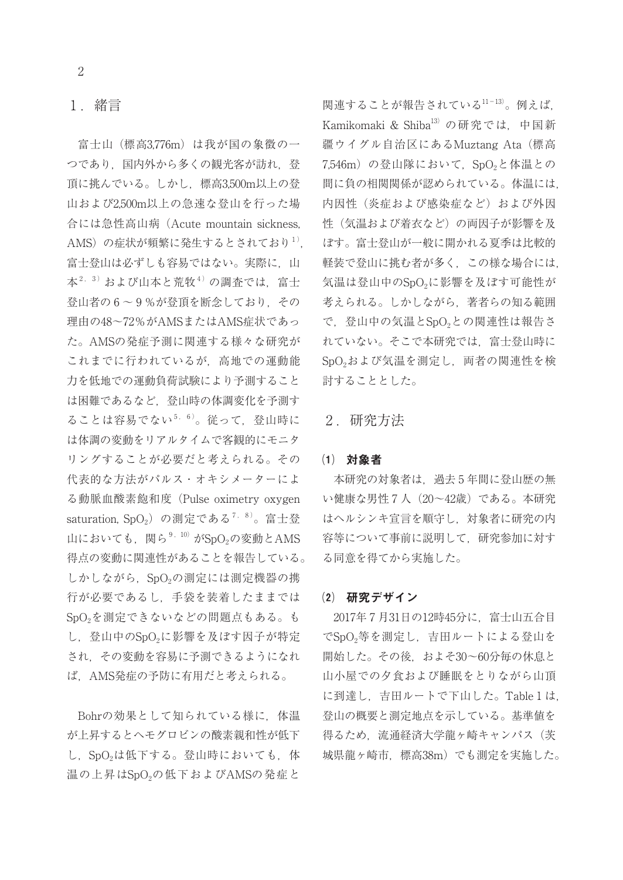## 1．緒言

富士山（標高3,776m）は我が国の象徴の一つであり，国内外から多くの観光客が訪れ，登頂に挑んでいる。しかし，標高3,500m以上の登山および2,500m以上の急速な登山を行った場合には急性高山病（Acute mountain sickness, AMS）の症状が頻繁に発生するとされており[1]，富士登山は必ずしも容易ではない。実際に，山本[2,3]および山本と荒牧[4]の調査では，富士登山者の6～9％が登頂を断念しており，その理由の48～72％がAMSまたはAMS症状であった。AMSの発症予測に関連する様々な研究がこれまでに行われているが，高地での運動能力を低地での運動負荷試験により予測することは困難であるなど，登山時の体調変化を予測することは容易でない[5,6]。従って，登山時には体調の変動をリアルタイムで客観的にモニタリングすることが必要だと考えられる。その代表的な方法がパルス・オキシメーターによる動脈血酸素飽和度（Pulse oximetry oxygen saturation, $SpO_2$）の測定である[7,8]。富士登山においても，関ら[9,10]が$SpO_2$の変動とAMS得点の変動に関連性があることを報告している。しかしながら，$SpO_2$の測定には測定機器の携行が必要であるし，手袋を装着したままでは$SpO_2$を測定できないなどの問題点もある。もし，登山中の$SpO_2$に影響を及ぼす因子が特定され，その変動を容易に予測できるようになれば，AMS発症の予防に有用だと考えられる。

Bohrの効果として知られている様に，体温が上昇するとヘモグロビンの酸素親和性が低下し，$SpO_2$は低下する。登山時においても，体温の上昇は$SpO_2$の低下およびAMSの発症と関連することが報告されている[11-13]。例えば，Kamikomaki & Shiba[13]の研究では，中国新疆ウイグル自治区にあるMuztang Ata（標高7,546m）の登山隊において，$SpO_2$と体温との間に負の相関関係が認められている。体温には，内因性（炎症および感染症など）および外因性（気温および着衣など）の両因子が影響を及ぼす。富士登山が一般に開かれる夏季は比較的軽装で登山に挑む者が多く，この様な場合には，気温は登山中の$SpO_2$に影響を及ぼす可能性が考えられる。しかしながら，著者らの知る範囲で，登山中の気温と$SpO_2$との関連性は報告されていない。そこで本研究では，富士登山時に$SpO_2$および気温を測定し，両者の関連性を検討することとした。

## 2．研究方法

### (1) 対象者

本研究の対象者は，過去5年間に登山歴の無い健康な男性7人（20～42歳）である。本研究はヘルシンキ宣言を順守し，対象者に研究の内容等について事前に説明して，研究参加に対する同意を得てから実施した。

### (2) 研究デザイン

2017年7月31日の12時45分に，富士山五合目で$SpO_2$等を測定し，吉田ルートによる登山を開始した。その後，およそ30～60分毎の休息と山小屋での夕食および睡眠をとりながら山頂に到達し，吉田ルートで下山した。Table 1は，登山の概要と測定地点を示している。基準値を得るため，流通経済大学龍ヶ崎キャンパス（茨城県龍ヶ崎市，標高38m）でも測定を実施した。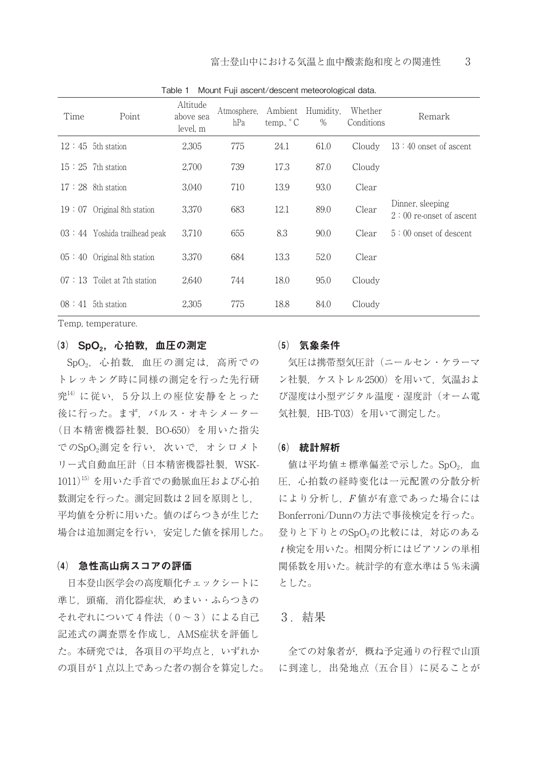Table 1 Mount Fuji ascent/descent meteorological data.

| Time | Point | Altitude above sea level, m | Atmosphere, hPa | Ambient temp., °C | Humidity, % | Whether Conditions | Remark |
|---|---|---|---|---|---|---|---|
| 12：45 | 5th station | 2,305 | 775 | 24.1 | 61.0 | Cloudy | 13：40 onset of ascent |
| 15：25 | 7th station | 2,700 | 739 | 17.3 | 87.0 | Cloudy | |
| 17：28 | 8th station | 3,040 | 710 | 13.9 | 93.0 | Clear | |
| 19：07 | Original 8th station | 3,370 | 683 | 12.1 | 89.0 | Clear | Dinner, sleeping 2：00 re-onset of ascent |
| 03：44 | Yoshida trailhead peak | 3,710 | 655 | 8.3 | 90.0 | Clear | 5：00 onset of descent |
| 05：40 | Original 8th station | 3,370 | 684 | 13.3 | 52.0 | Clear | |
| 07：13 | Toilet at 7th station | 2,640 | 744 | 18.0 | 95.0 | Cloudy | |
| 08：41 | 5th station | 2,305 | 775 | 18.8 | 84.0 | Cloudy | |

Temp, temperature.

### (3) $SpO_2$，心拍数，血圧の測定

$SpO_2$，心拍数，血圧の測定は，高所でのトレッキング時に同様の測定を行った先行研究[14]に従い，5分以上の座位安静をとった後に行った。まず，パルス・オキシメーター（日本精密機器社製，BO-650）を用いた指尖での$SpO_2$測定を行い，次いで，オシロメトリー式自動血圧計（日本精密機器社製，WSK-1011）[15]を用いた手首での動脈血圧および心拍数測定を行った。測定回数は2回を原則とし，平均値を分析に用いた。値のばらつきが生じた場合は追加測定を行い，安定した値を採用した。

### (4) 急性高山病スコアの評価

日本登山医学会の高度順化チェックシートに準じ，頭痛，消化器症状，めまい・ふらつきのそれぞれについて4件法（0～3）による自己記述式の調査票を作成し，AMS症状を評価した。本研究では，各項目の平均点と，いずれかの項目が1点以上であった者の割合を算定した。

### (5) 気象条件

気圧は携帯型気圧計（ニールセン・ケラーマン社製，ケストレル2500）を用いて，気温および湿度は小型デジタル温度・湿度計（オーム電気社製，HB-T03）を用いて測定した。

### (6) 統計解析

値は平均値±標準偏差で示した。$SpO_2$，血圧，心拍数の経時変化は一元配置の分散分析により分析し，$F$値が有意であった場合にはBonferroni/Dunnの方法で事後検定を行った。登りと下りとの$SpO_2$の比較には，対応のある$t$検定を用いた。相関分析にはピアソンの単相関係数を用いた。統計学的有意水準は5％未満とした。

## 3．結果

全ての対象者が，概ね予定通りの行程で山頂に到達し，出発地点（五合目）に戻ることが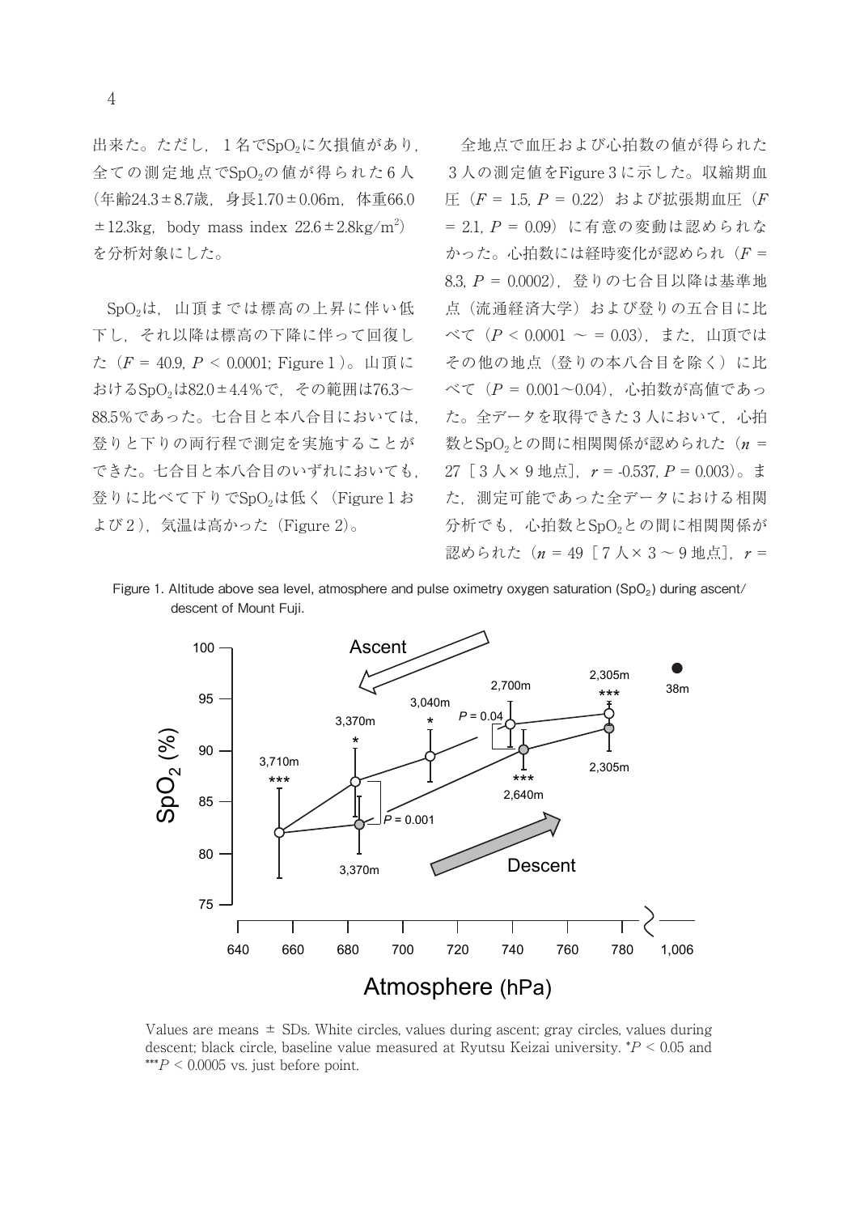出来た。ただし，1名で$SpO_2$に欠損値があり，全ての測定地点で$SpO_2$の値が得られた6人（年齢24.3±8.7歳，身長1.70±0.06m，体重66.0±12.3kg，body mass index 22.6±2.8kg/m$^2$）を分析対象にした。

$SpO_2$は，山頂までは標高の上昇に伴い低下し，それ以降は標高の下降に伴って回復した（$F$ = 40.9, $P$ < 0.0001; Figure 1）。山頂における$SpO_2$は82.0±4.4%で，その範囲は76.3～88.5%であった。七合目と本八合目においては，登りと下りの両行程で測定を実施することができた。七合目と本八合目のいずれにおいても，登りに比べて下りで$SpO_2$は低く（Figure 1および2），気温は高かった（Figure 2）。

全地点で血圧および心拍数の値が得られた3人の測定値をFigure 3に示した。収縮期血圧（$F$ = 1.5, $P$ = 0.22）および拡張期血圧（$F$ = 2.1, $P$ = 0.09）に有意の変動は認められなかった。心拍数には経時変化が認められ（$F$ = 8.3, $P$ = 0.0002），登りの七合目以降は基準地点（流通経済大学）および登りの五合目に比べて（$P$ < 0.0001 ～ = 0.03），また，山頂ではその他の地点（登りの本八合目を除く）に比べて（$P$ = 0.001～0.04），心拍数が高値であった。全データを取得できた3人において，心拍数と$SpO_2$との間に相関関係が認められた（$n$ = 27［3人×9地点］, $r$ = -0.537, $P$ = 0.003）。また，測定可能であった全データにおける相関分析でも，心拍数と$SpO_2$との間に相関関係が認められた（$n$ = 49［7人×3～9地点］, $r$ =

Figure 1. Altitude above sea level, atmosphere and pulse oximetry oxygen saturation ($SpO_2$) during ascent/descent of Mount Fuji.

Values are means ± SDs. White circles, values during ascent; gray circles, values during descent; black circle, baseline value measured at Ryutsu Keizai university. *$P$ < 0.05 and ***$P$ < 0.0005 vs. just before point.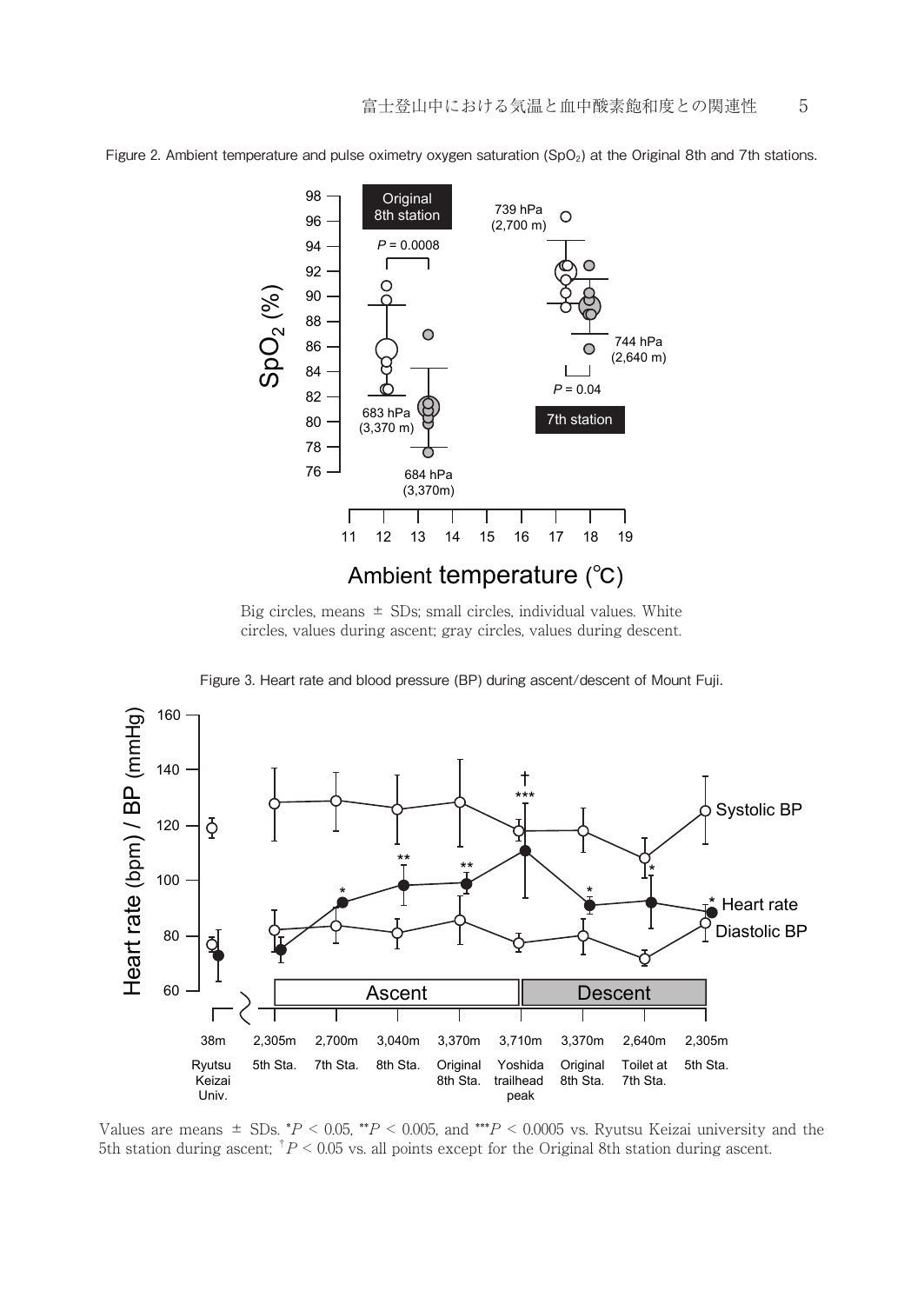Figure 2. Ambient temperature and pulse oximetry oxygen saturation ($SpO_2$) at the Original 8th and 7th stations.

Big circles, means ± SDs; small circles, individual values. White circles, values during ascent; gray circles, values during descent.

Figure 3. Heart rate and blood pressure (BP) during ascent/descent of Mount Fuji.

Values are means ± SDs. \*$P < 0.05$, \*\*$P < 0.005$, and \*\*\*$P < 0.0005$ vs. Ryutsu Keizai university and the 5th station during ascent; †$P < 0.05$ vs. all points except for the Original 8th station during ascent.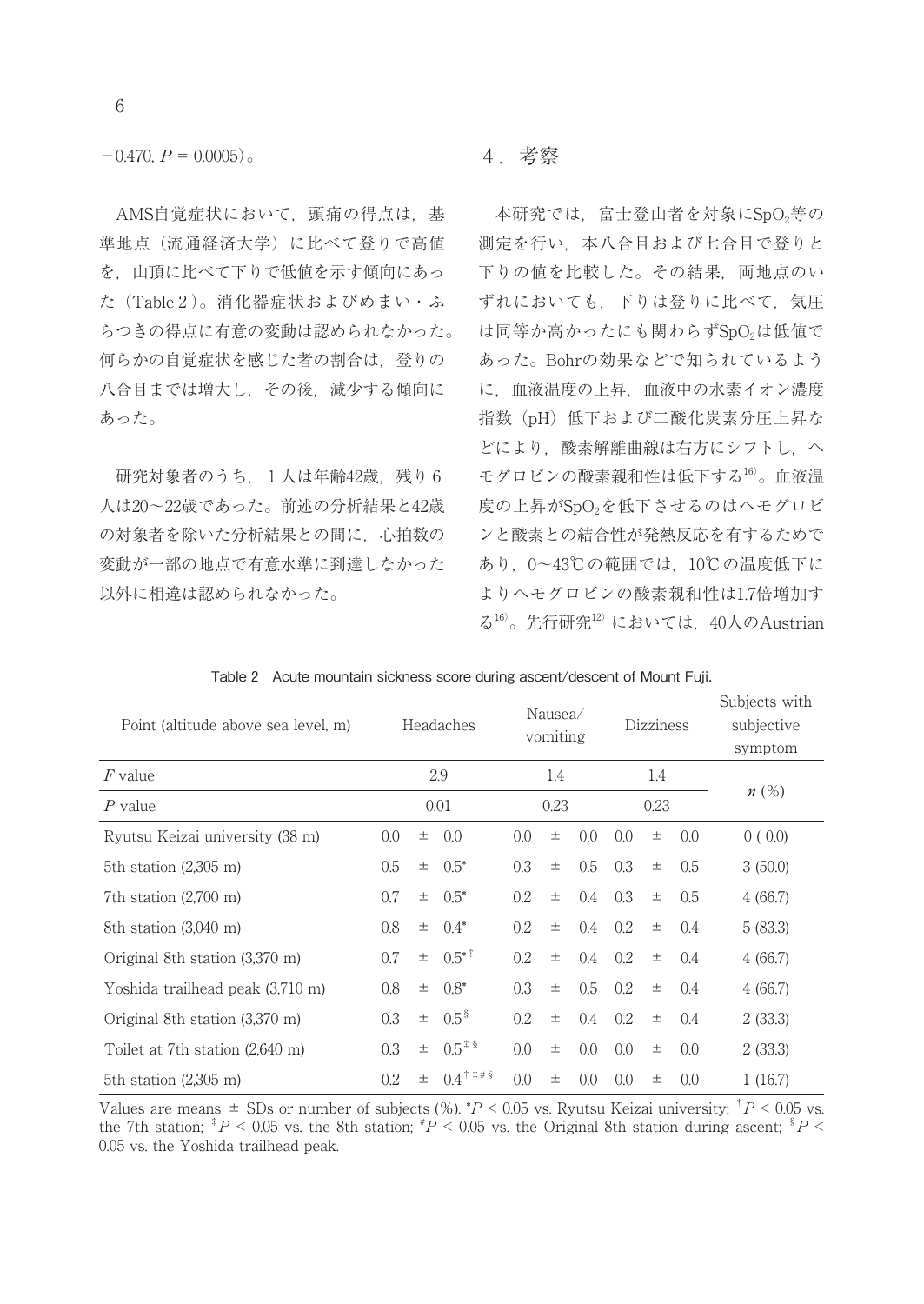−0.470, $P$ = 0.0005)。

AMS自覚症状において，頭痛の得点は，基準地点（流通経済大学）に比べて登りで高値を，山頂に比べて下りで低値を示す傾向にあった（Table 2）。消化器症状およびめまい・ふらつきの得点に有意の変動は認められなかった。何らかの自覚症状を感じた者の割合は，登りの八合目までは増大し，その後，減少する傾向にあった。

研究対象者のうち，1人は年齢42歳，残り6人は20〜22歳であった。前述の分析結果と42歳の対象者を除いた分析結果との間に，心拍数の変動が一部の地点で有意水準に到達しなかった以外に相違は認められなかった。

## 4．考察

本研究では，富士登山者を対象に$SpO_2$等の測定を行い，本八合目および七合目で登りと下りの値を比較した。その結果，両地点のいずれにおいても，下りは登りに比べて，気圧は同等か高かったにも関わらず$SpO_2$は低値であった。Bohrの効果などで知られているように，血液温度の上昇，血液中の水素イオン濃度指数（pH）低下および二酸化炭素分圧上昇などにより，酸素解離曲線は右方にシフトし，ヘモグロビンの酸素親和性は低下する[16]。血液温度の上昇が$SpO_2$を低下させるのはヘモグロビンと酸素との結合性が発熱反応を有するためであり，0〜43℃の範囲では，10℃の温度低下によりヘモグロビンの酸素親和性は1.7倍増加する[16]。先行研究[12]においては，40人のAustrian

Table 2 Acute mountain sickness score during ascent/descent of Mount Fuji.

| Point (altitude above sea level, m) | Headaches | Nausea/ vomiting | Dizziness | Subjects with subjective symptom |
|---|---|---|---|---|
| $F$ value | 2.9 | 1.4 | 1.4 | $n$ (%) |
| $P$ value | 0.01 | 0.23 | 0.23 | |
| Ryutsu Keizai university (38 m) | 0.0 ± 0.0 | 0.0 ± 0.0 | 0.0 ± 0.0 | 0 ( 0.0) |
| 5th station (2,305 m) | 0.5 ± 0.5* | 0.3 ± 0.5 | 0.3 ± 0.5 | 3 (50.0) |
| 7th station (2,700 m) | 0.7 ± 0.5* | 0.2 ± 0.4 | 0.3 ± 0.5 | 4 (66.7) |
| 8th station (3,040 m) | 0.8 ± 0.4* | 0.2 ± 0.4 | 0.2 ± 0.4 | 5 (83.3) |
| Original 8th station (3,370 m) | 0.7 ± 0.5*‡ | 0.2 ± 0.4 | 0.2 ± 0.4 | 4 (66.7) |
| Yoshida trailhead peak (3,710 m) | 0.8 ± 0.8* | 0.3 ± 0.5 | 0.2 ± 0.4 | 4 (66.7) |
| Original 8th station (3,370 m) | 0.3 ± 0.5§ | 0.2 ± 0.4 | 0.2 ± 0.4 | 2 (33.3) |
| Toilet at 7th station (2,640 m) | 0.3 ± 0.5‡§ | 0.0 ± 0.0 | 0.0 ± 0.0 | 2 (33.3) |
| 5th station (2,305 m) | 0.2 ± 0.4†‡#§ | 0.0 ± 0.0 | 0.0 ± 0.0 | 1 (16.7) |

Values are means ± SDs or number of subjects (%). *$P$ < 0.05 vs. Ryutsu Keizai university; †$P$ < 0.05 vs. the 7th station; ‡$P$ < 0.05 vs. the 8th station; #$P$ < 0.05 vs. the Original 8th station during ascent; §$P$ < 0.05 vs. the Yoshida trailhead peak.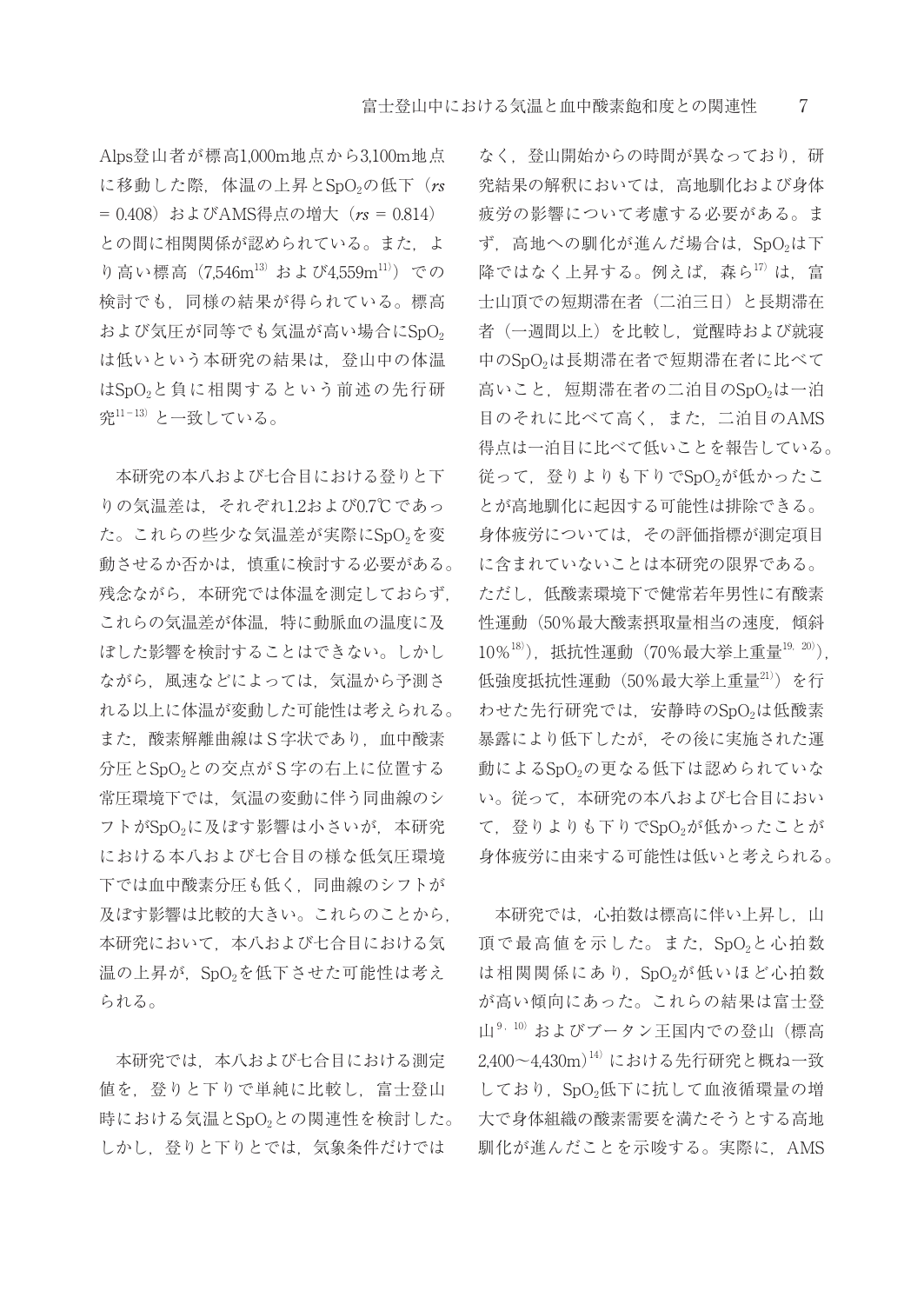Alps登山者が標高1,000m地点から3,100m地点に移動した際，体温の上昇と$SpO_2$の低下（$rs = 0.408$）およびAMS得点の増大（$rs = 0.814$）との間に相関関係が認められている。また，より高い標高（7,546m[13]および4,559m[11]）での検討でも，同様の結果が得られている。標高および気圧が同等でも気温が高い場合に$SpO_2$は低いという本研究の結果は，登山中の体温は$SpO_2$と負に相関するという前述の先行研究[11-13]と一致している。

本研究の本八および七合目における登りと下りの気温差は，それぞれ1.2および0.7℃であった。これらの些少な気温差が実際に$SpO_2$を変動させるか否かは，慎重に検討する必要がある。残念ながら，本研究では体温を測定しておらず，これらの気温差が体温，特に動脈血の温度に及ぼした影響を検討することはできない。しかしながら，風速などによっては，気温から予測される以上に体温が変動した可能性は考えられる。また，酸素解離曲線はS字状であり，血中酸素分圧と$SpO_2$との交点がS字の右上に位置する常圧環境下では，気温の変動に伴う同曲線のシフトが$SpO_2$に及ぼす影響は小さいが，本研究における本八および七合目の様な低気圧環境下では血中酸素分圧も低く，同曲線のシフトが及ぼす影響は比較的大きい。これらのことから，本研究において，本八および七合目における気温の上昇が，$SpO_2$を低下させた可能性は考えられる。

本研究では，本八および七合目における測定値を，登りと下りで単純に比較し，富士登山時における気温と$SpO_2$との関連性を検討した。しかし，登りと下りとでは，気象条件だけではなく，登山開始からの時間が異なっており，研究結果の解釈においては，高地馴化および身体疲労の影響について考慮する必要がある。まず，高地への馴化が進んだ場合は，$SpO_2$は下降ではなく上昇する。例えば，森ら[17]は，富士山頂での短期滞在者（二泊三日）と長期滞在者（一週間以上）を比較し，覚醒時および就寝中の$SpO_2$は長期滞在者で短期滞在者に比べて高いこと，短期滞在者の二泊目の$SpO_2$は一泊目のそれに比べて高く，また，二泊目のAMS得点は一泊目に比べて低いことを報告している。従って，登りよりも下りで$SpO_2$が低かったことが高地馴化に起因する可能性は排除できる。身体疲労については，その評価指標が測定項目に含まれていないことは本研究の限界である。ただし，低酸素環境下で健常若年男性に有酸素性運動（50%最大酸素摂取量相当の速度，傾斜10%[18]），抵抗性運動（70%最大挙上重量[19,20]），低強度抵抗性運動（50%最大挙上重量[21]）を行わせた先行研究では，安静時の$SpO_2$は低酸素暴露により低下したが，その後に実施された運動による$SpO_2$の更なる低下は認められていない。従って，本研究の本八および七合目において，登りよりも下りで$SpO_2$が低かったことが身体疲労に由来する可能性は低いと考えられる。

本研究では，心拍数は標高に伴い上昇し，山頂で最高値を示した。また，$SpO_2$と心拍数は相関関係にあり，$SpO_2$が低いほど心拍数が高い傾向にあった。これらの結果は富士登山[9,10]およびブータン王国内での登山（標高2,400～4,430m）[14]における先行研究と概ね一致しており，$SpO_2$低下に抗して血液循環量の増大で身体組織の酸素需要を満たそうとする高地馴化が進んだことを示唆する。実際に，AMS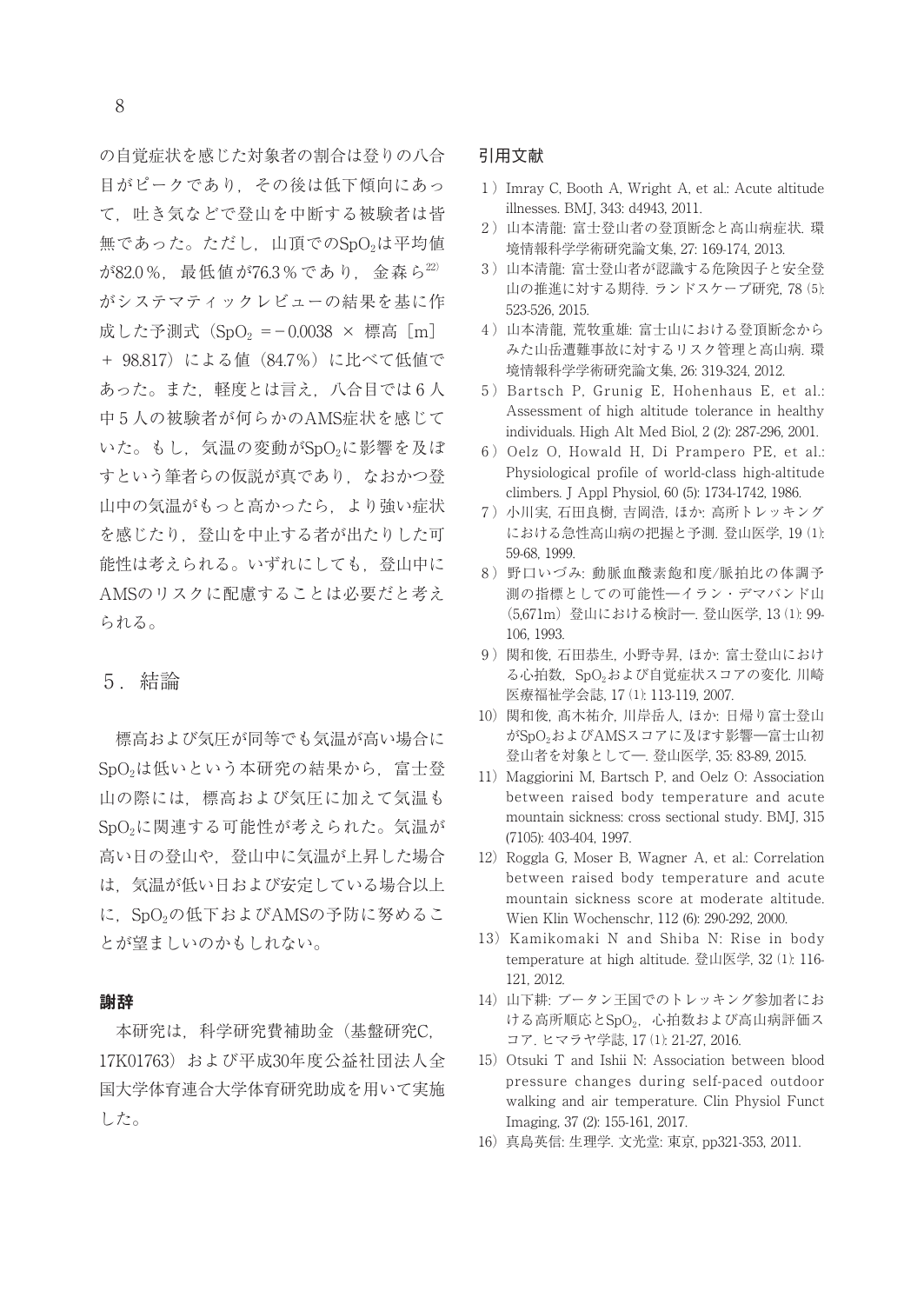の自覚症状を感じた対象者の割合は登りの八合目がピークであり，その後は低下傾向にあって，吐き気などで登山を中断する被験者は皆無であった。ただし，山頂での$SpO_2$は平均値が82.0％，最低値が76.3％であり，金森ら[22]がシステマティックレビューの結果を基に作成した予測式（$SpO_2$ ＝－0.0038 × 標高［m］＋ 98.817）による値（84.7％）に比べて低値であった。また，軽度とは言え，八合目では6人中5人の被験者が何らかのAMS症状を感じていた。もし，気温の変動が$SpO_2$に影響を及ぼすという筆者らの仮説が真であり，なおかつ登山中の気温がもっと高かったら，より強い症状を感じたり，登山を中止する者が出たりした可能性は考えられる。いずれにしても，登山中にAMSのリスクに配慮することは必要だと考えられる。

## 5．結論

標高および気圧が同等でも気温が高い場合に$SpO_2$は低いという本研究の結果から，富士登山の際には，標高および気圧に加えて気温も$SpO_2$に関連する可能性が考えられた。気温が高い日の登山や，登山中に気温が上昇した場合は，気温が低い日および安定している場合以上に，$SpO_2$の低下およびAMSの予防に努めることが望ましいのかもしれない。

### 謝辞

本研究は，科学研究費補助金（基盤研究C，17K01763）および平成30年度公益社団法人全国大学体育連合大学体育研究助成を用いて実施した。

### 引用文献

1）Imray C, Booth A, Wright A, et al.: Acute altitude illnesses. BMJ, 343: d4943, 2011.

2）山本清龍: 富士登山者の登頂断念と高山病症状. 環境情報科学学術研究論文集, 27: 169-174, 2013.

3）山本清龍: 富士登山者が認識する危険因子と安全登山の推進に対する期待. ランドスケープ研究, 78 (5): 523-526, 2015.

4）山本清龍, 荒牧重雄: 富士山における登頂断念からみた山岳遭難事故に対するリスク管理と高山病. 環境情報科学学術研究論文集, 26: 319-324, 2012.

5）Bartsch P, Grunig E, Hohenhaus E, et al.: Assessment of high altitude tolerance in healthy individuals. High Alt Med Biol, 2 (2): 287-296, 2001.

6）Oelz O, Howald H, Di Prampero PE, et al.: Physiological profile of world-class high-altitude climbers. J Appl Physiol, 60 (5): 1734-1742, 1986.

7）小川実, 石田良樹, 吉岡浩, ほか: 高所トレッキングにおける急性高山病の把握と予測. 登山医学, 19 (1): 59-68, 1999.

8）野口いづみ: 動脈血酸素飽和度/脈拍比の体調予測の指標としての可能性―イラン・デマバンド山（5,671m）登山における検討―. 登山医学, 13 (1): 99-106, 1993.

9）関和俊, 石田恭生, 小野寺昇, ほか: 富士登山における心拍数，$SpO_2$および自覚症状スコアの変化. 川崎医療福祉学会誌, 17 (1): 113-119, 2007.

10）関和俊, 髙木祐介, 川岸岳人, ほか: 日帰り富士登山が$SpO_2$およびAMSスコアに及ぼす影響―富士山初登山者を対象として―. 登山医学, 35: 83-89, 2015.

11）Maggiorini M, Bartsch P, and Oelz O: Association between raised body temperature and acute mountain sickness: cross sectional study. BMJ, 315 (7105): 403-404, 1997.

12）Roggla G, Moser B, Wagner A, et al.: Correlation between raised body temperature and acute mountain sickness score at moderate altitude. Wien Klin Wochenschr, 112 (6): 290-292, 2000.

13）Kamikomaki N and Shiba N: Rise in body temperature at high altitude. 登山医学, 32 (1): 116-121, 2012.

14）山下耕: ブータン王国でのトレッキング参加者における高所順応と$SpO_2$，心拍数および高山病評価スコア. ヒマラヤ学誌, 17 (1): 21-27, 2016.

15）Otsuki T and Ishii N: Association between blood pressure changes during self-paced outdoor walking and air temperature. Clin Physiol Funct Imaging, 37 (2): 155-161, 2017.

16）真島英信: 生理学. 文光堂: 東京, pp321-353, 2011.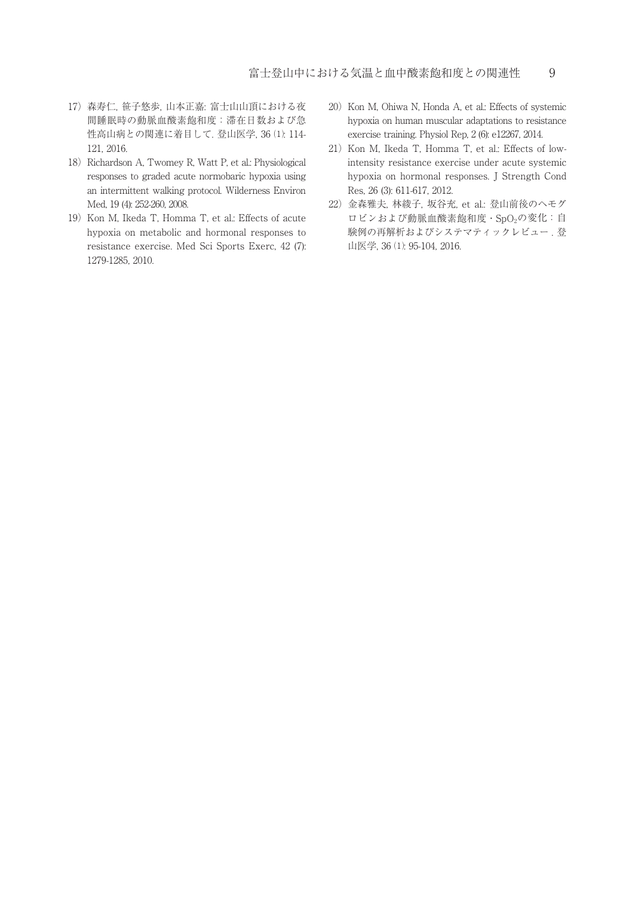17）森寿仁, 笹子悠歩, 山本正嘉: 富士山山頂における夜間睡眠時の動脈血酸素飽和度：滞在日数および急性高山病との関連に着目して. 登山医学, 36 (1): 114-121, 2016.

18）Richardson A, Twomey R, Watt P, et al.: Physiological responses to graded acute normobaric hypoxia using an intermittent walking protocol. Wilderness Environ Med, 19 (4): 252-260, 2008.

19）Kon M, Ikeda T, Homma T, et al.: Effects of acute hypoxia on metabolic and hormonal responses to resistance exercise. Med Sci Sports Exerc, 42 (7): 1279-1285, 2010.

20）Kon M, Ohiwa N, Honda A, et al.: Effects of systemic hypoxia on human muscular adaptations to resistance exercise training. Physiol Rep, 2 (6): e12267, 2014.

21）Kon M, Ikeda T, Homma T, et al.: Effects of low-intensity resistance exercise under acute systemic hypoxia on hormonal responses. J Strength Cond Res, 26 (3): 611-617, 2012.

22）金森雅夫, 林綾子, 坂谷充, et al.: 登山前後のヘモグロビンおよび動脈血酸素飽和度・$SpO_2$の変化：自験例の再解析およびシステマティックレビュー . 登山医学, 36 (1): 95-104, 2016.